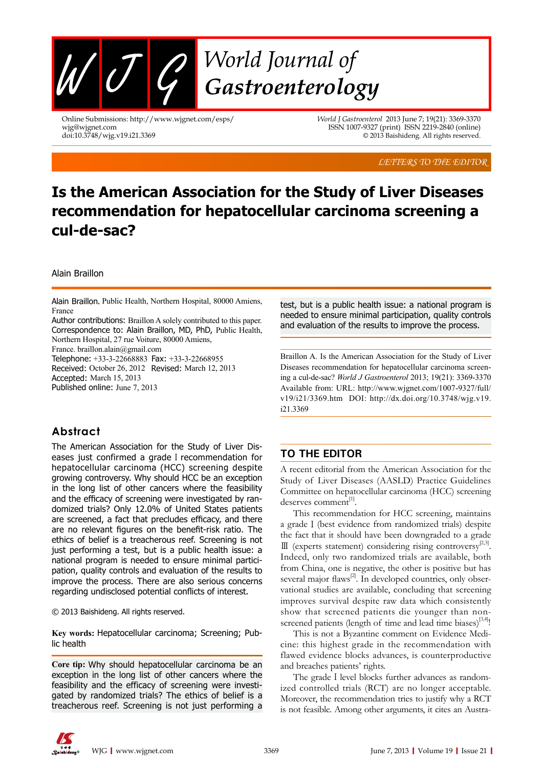LETTERS TO THE EDITOR

# Is the American Association for the Study of Liver Diseases recommendation for hepatocellular carcinoma screening a cul-de-sac?

Alain Braillon

Alain Braillon, Public Health, Northern Hospital, 80000 Amiens, France

Author contributions: Braillon A solely contributed to this paper.

Correspondence to: Alain Braillon, MD, PhD, Public Health, Northern Hospital, 27 rue Voiture, 80000 Amiens, France. braillon.alain@gmail.com

Telephone: +33-3-22668883 Fax: +33-3-22668955

Received: October 26, 2012 Revised: March 12, 2013

Accepted: March 15, 2013

Published online: June 7, 2013

## Abstract

The American Association for the Study of Liver Diseases just confirmed a grade Ⅰ recommendation for hepatocellular carcinoma (HCC) screening despite growing controversy. Why should HCC be an exception in the long list of other cancers where the feasibility and the efficacy of screening were investigated by randomized trials? Only 12.0% of United States patients are screened, a fact that precludes efficacy, and there are no relevant figures on the benefit-risk ratio. The ethics of belief is a treacherous reef. Screening is not just performing a test, but is a public health issue: a national program is needed to ensure minimal participation, quality controls and evaluation of the results to improve the process. There are also serious concerns regarding undisclosed potential conflicts of interest.

© 2013 Baishideng. All rights reserved.

**Key words:** Hepatocellular carcinoma; Screening; Public health

**Core tip:** Why should hepatocellular carcinoma be an exception in the long list of other cancers where the feasibility and the efficacy of screening were investigated by randomized trials? The ethics of belief is a treacherous reef. Screening is not just performing a test, but is a public health issue: a national program is needed to ensure minimal participation, quality controls and evaluation of the results to improve the process.

Braillon A. Is the American Association for the Study of Liver Diseases recommendation for hepatocellular carcinoma screening a cul-de-sac? *World J Gastroenterol* 2013; 19(21): 3369-3370 Available from: URL: http://www.wjgnet.com/1007-9327/full/v19/i21/3369.htm DOI: http://dx.doi.org/10.3748/wjg.v19.i21.3369

## TO THE EDITOR

A recent editorial from the American Association for the Study of Liver Diseases (AASLD) Practice Guidelines Committee on hepatocellular carcinoma (HCC) screening deserves comment[1].

This recommendation for HCC screening, maintains a grade Ⅰ (best evidence from randomized trials) despite the fact that it should have been downgraded to a grade Ⅲ (experts statement) considering rising controversy[2,3]. Indeed, only two randomized trials are available, both from China, one is negative, the other is positive but has several major flaws[2]. In developed countries, only observational studies are available, concluding that screening improves survival despite raw data which consistently show that screened patients die younger than non-screened patients (length of time and lead time biases)[3,4]!

This is not a Byzantine comment on Evidence Medicine: this highest grade in the recommendation with flawed evidence blocks advances, is counterproductive and breaches patients' rights.

The grade Ⅰ level blocks further advances as randomized controlled trials (RCT) are no longer acceptable. Moreover, the recommendation tries to justify why a RCT is not feasible. Among other arguments, it cites an Austra-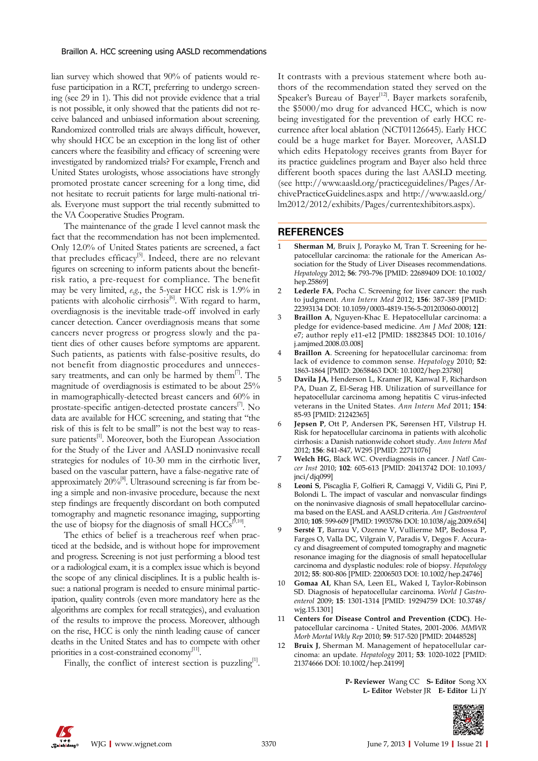lian survey which showed that 90% of patients would refuse participation in a RCT, preferring to undergo screening (see 29 in 1). This did not provide evidence that a trial is not possible, it only showed that the patients did not receive balanced and unbiased information about screening. Randomized controlled trials are always difficult, however, why should HCC be an exception in the long list of other cancers where the feasibility and efficacy of screening were investigated by randomized trials? For example, French and United States urologists, whose associations have strongly promoted prostate cancer screening for a long time, did not hesitate to recruit patients for large multi-national trials. Everyone must support the trial recently submitted to the VA Cooperative Studies Program.

The maintenance of the grade I level cannot mask the fact that the recommendation has not been implemented. Only 12.0% of United States patients are screened, a fact that precludes efficacy[5]. Indeed, there are no relevant figures on screening to inform patients about the benefit-risk ratio, a pre-request for compliance. The benefit may be very limited, *e.g.*, the 5-year HCC risk is 1.9% in patients with alcoholic cirrhosis[6]. With regard to harm, overdiagnosis is the inevitable trade-off involved in early cancer detection. Cancer overdiagnosis means that some cancers never progress or progress slowly and the patient dies of other causes before symptoms are apparent. Such patients, as patients with false-positive results, do not benefit from diagnostic procedures and unnecessary treatments, and can only be harmed by them[7]. The magnitude of overdiagnosis is estimated to be about 25% in mamographically-detected breast cancers and 60% in prostate-specific antigen-detected prostate cancers[7]. No data are available for HCC screening, and stating that "the risk of this is felt to be small" is not the best way to reassure patients[1]. Moreover, both the European Association for the Study of the Liver and AASLD noninvasive recall strategies for nodules of 10-30 mm in the cirrhotic liver, based on the vascular pattern, have a false-negative rate of approximately 20%[8]. Ultrasound screening is far from being a simple and non-invasive procedure, because the next step findings are frequently discordant on both computed tomography and magnetic resonance imaging, supporting the use of biopsy for the diagnosis of small HCCs[9,10].

The ethics of belief is a treacherous reef when practiced at the bedside, and is without hope for improvement and progress. Screening is not just performing a blood test or a radiological exam, it is a complex issue which is beyond the scope of any clinical disciplines. It is a public health issue: a national program is needed to ensure minimal participation, quality controls (even more mandatory here as the algorithms are complex for recall strategies), and evaluation of the results to improve the process. Moreover, although on the rise, HCC is only the ninth leading cause of cancer deaths in the United States and has to compete with other priorities in a cost-constrained economy[11].

Finally, the conflict of interest section is puzzling[1]. It contrasts with a previous statement where both authors of the recommendation stated they served on the Speaker's Bureau of Bayer[12]. Bayer markets sorafenib, the $5000/mo drug for advanced HCC, which is now being investigated for the prevention of early HCC recurrence after local ablation (NCT01126645). Early HCC could be a huge market for Bayer. Moreover, AASLD which edits Hepatology receives grants from Bayer for its practice guidelines program and Bayer also held three different booth spaces during the last AASLD meeting. (see http://www.aasld.org/practiceguidelines/Pages/ArchivePracticeGuidelines.aspx and http://www.aasld.org/lm2012/2012/exhibits/Pages/currentexhibitors.aspx).

## REFERENCES

1. **Sherman M**, Bruix J, Porayko M, Tran T. Screening for hepatocellular carcinoma: the rationale for the American Association for the Study of Liver Diseases recommendations. *Hepatology* 2012; **56**: 793-796 [PMID: 22689409 DOI: 10.1002/hep.25869]
2. **Lederle FA**, Pocha C. Screening for liver cancer: the rush to judgment. *Ann Intern Med* 2012; **156**: 387-389 [PMID: 22393134 DOI: 10.1059/0003-4819-156-5-201203060-00012]
3. **Braillon A**, Nguyen-Khac E. Hepatocellular carcinoma: a pledge for evidence-based medicine. *Am J Med* 2008; **121**: e7; author reply e11-e12 [PMID: 18823845 DOI: 10.1016/j.amjmed.2008.03.008]
4. **Braillon A**. Screening for hepatocellular carcinoma: from lack of evidence to common sense. *Hepatology* 2010; **52**: 1863-1864 [PMID: 20658463 DOI: 10.1002/hep.23780]
5. **Davila JA**, Henderson L, Kramer JR, Kanwal F, Richardson PA, Duan Z, El-Serag HB. Utilization of surveillance for hepatocellular carcinoma among hepatitis C virus-infected veterans in the United States. *Ann Intern Med* 2011; **154**: 85-93 [PMID: 21242365]
6. **Jepsen P**, Ott P, Andersen PK, Sørensen HT, Vilstrup H. Risk for hepatocellular carcinoma in patients with alcoholic cirrhosis: a Danish nationwide cohort study. *Ann Intern Med* 2012; **156**: 841-847, W295 [PMID: 22711076]
7. **Welch HG**, Black WC. Overdiagnosis in cancer. *J Natl Cancer Inst* 2010; **102**: 605-613 [PMID: 20413742 DOI: 10.1093/jnci/djq099]
8. **Leoni S**, Piscaglia F, Golfieri R, Camaggi V, Vidili G, Pini P, Bolondi L. The impact of vascular and nonvascular findings on the noninvasive diagnosis of small hepatocellular carcinoma based on the EASL and AASLD criteria. *Am J Gastroenterol* 2010; **105**: 599-609 [PMID: 19935786 DOI: 10.1038/ajg.2009.654]
9. **Sersté T**, Barrau V, Ozenne V, Vullierme MP, Bedossa P, Farges O, Valla DC, Vilgrain V, Paradis V, Degos F. Accuracy and disagreement of computed tomography and magnetic resonance imaging for the diagnosis of small hepatocellular carcinoma and dysplastic nodules: role of biopsy. *Hepatology* 2012; **55**: 800-806 [PMID: 22006503 DOI: 10.1002/hep.24746]
10. **Gomaa AI**, Khan SA, Leen EL, Waked I, Taylor-Robinson SD. Diagnosis of hepatocellular carcinoma. *World J Gastroenterol* 2009; **15**: 1301-1314 [PMID: 19294759 DOI: 10.3748/wjg.15.1301]
11. **Centers for Disease Control and Prevention (CDC)**. Hepatocellular carcinoma - United States, 2001-2006. *MMWR Morb Mortal Wkly Rep* 2010; **59**: 517-520 [PMID: 20448528]
12. **Bruix J**, Sherman M. Management of hepatocellular carcinoma: an update. *Hepatology* 2011; **53**: 1020-1022 [PMID: 21374666 DOI: 10.1002/hep.24199]

**P- Reviewer** Wang CC **S- Editor** Song XX
**L- Editor** Webster JR **E- Editor** Li JY